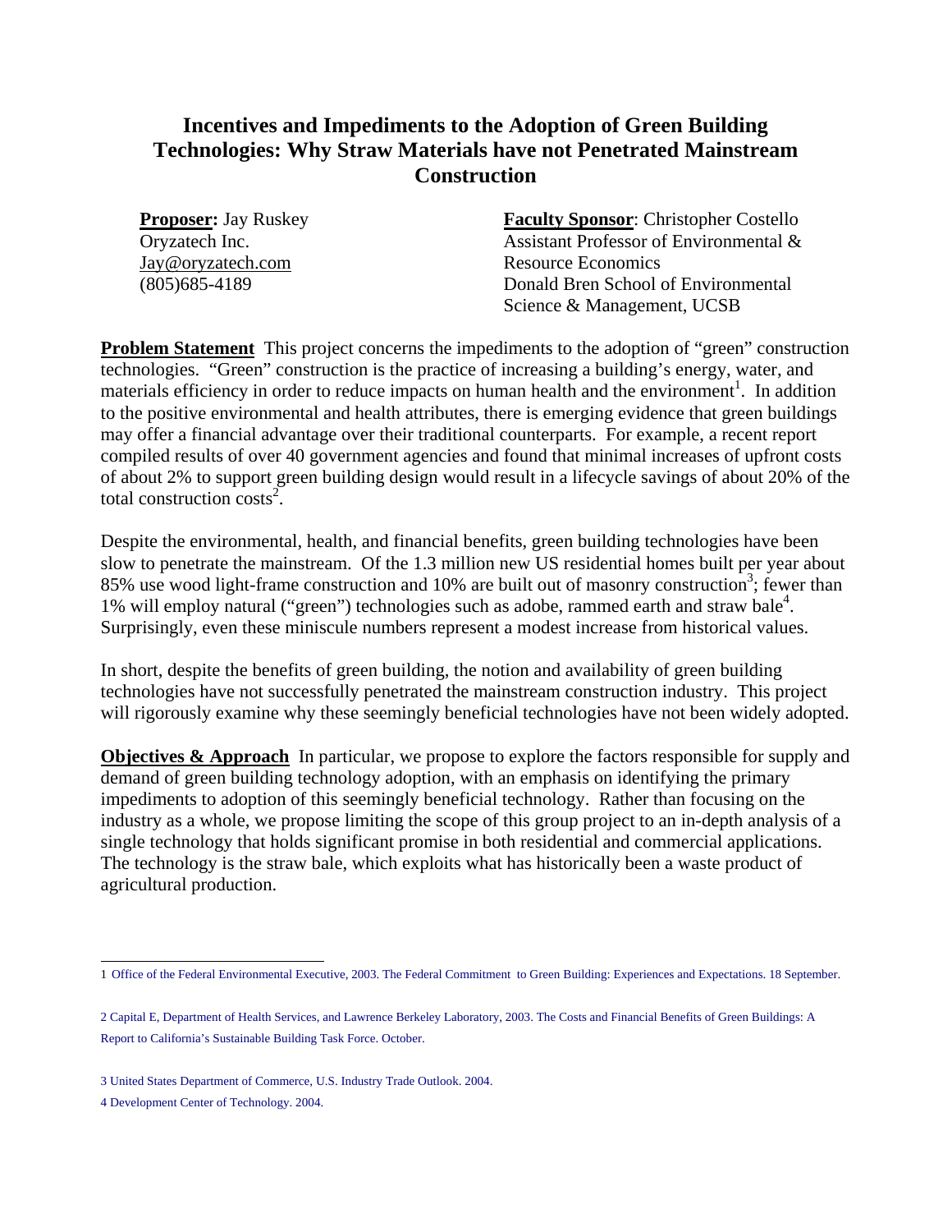# Incentives and Impediments to the Adoption of Green Building Technologies: Why Straw Materials have not Penetrated Mainstream Construction

**Proposer:** Jay Ruskey
Oryzatech Inc.
Jay@oryzatech.com
(805)685-4189

**Faculty Sponsor**: Christopher Costello
Assistant Professor of Environmental & Resource Economics
Donald Bren School of Environmental Science & Management, UCSB

**Problem Statement** This project concerns the impediments to the adoption of "green" construction technologies. "Green" construction is the practice of increasing a building's energy, water, and materials efficiency in order to reduce impacts on human health and the environment[1]. In addition to the positive environmental and health attributes, there is emerging evidence that green buildings may offer a financial advantage over their traditional counterparts. For example, a recent report compiled results of over 40 government agencies and found that minimal increases of upfront costs of about 2% to support green building design would result in a lifecycle savings of about 20% of the total construction costs[2].

Despite the environmental, health, and financial benefits, green building technologies have been slow to penetrate the mainstream. Of the 1.3 million new US residential homes built per year about 85% use wood light-frame construction and 10% are built out of masonry construction[3]; fewer than 1% will employ natural ("green") technologies such as adobe, rammed earth and straw bale[4]. Surprisingly, even these miniscule numbers represent a modest increase from historical values.

In short, despite the benefits of green building, the notion and availability of green building technologies have not successfully penetrated the mainstream construction industry. This project will rigorously examine why these seemingly beneficial technologies have not been widely adopted.

**Objectives & Approach** In particular, we propose to explore the factors responsible for supply and demand of green building technology adoption, with an emphasis on identifying the primary impediments to adoption of this seemingly beneficial technology. Rather than focusing on the industry as a whole, we propose limiting the scope of this group project to an in-depth analysis of a single technology that holds significant promise in both residential and commercial applications. The technology is the straw bale, which exploits what has historically been a waste product of agricultural production.

---

1 Office of the Federal Environmental Executive, 2003. The Federal Commitment to Green Building: Experiences and Expectations. 18 September.

2 Capital E, Department of Health Services, and Lawrence Berkeley Laboratory, 2003. The Costs and Financial Benefits of Green Buildings: A Report to California's Sustainable Building Task Force. October.

3 United States Department of Commerce, U.S. Industry Trade Outlook. 2004.

4 Development Center of Technology. 2004.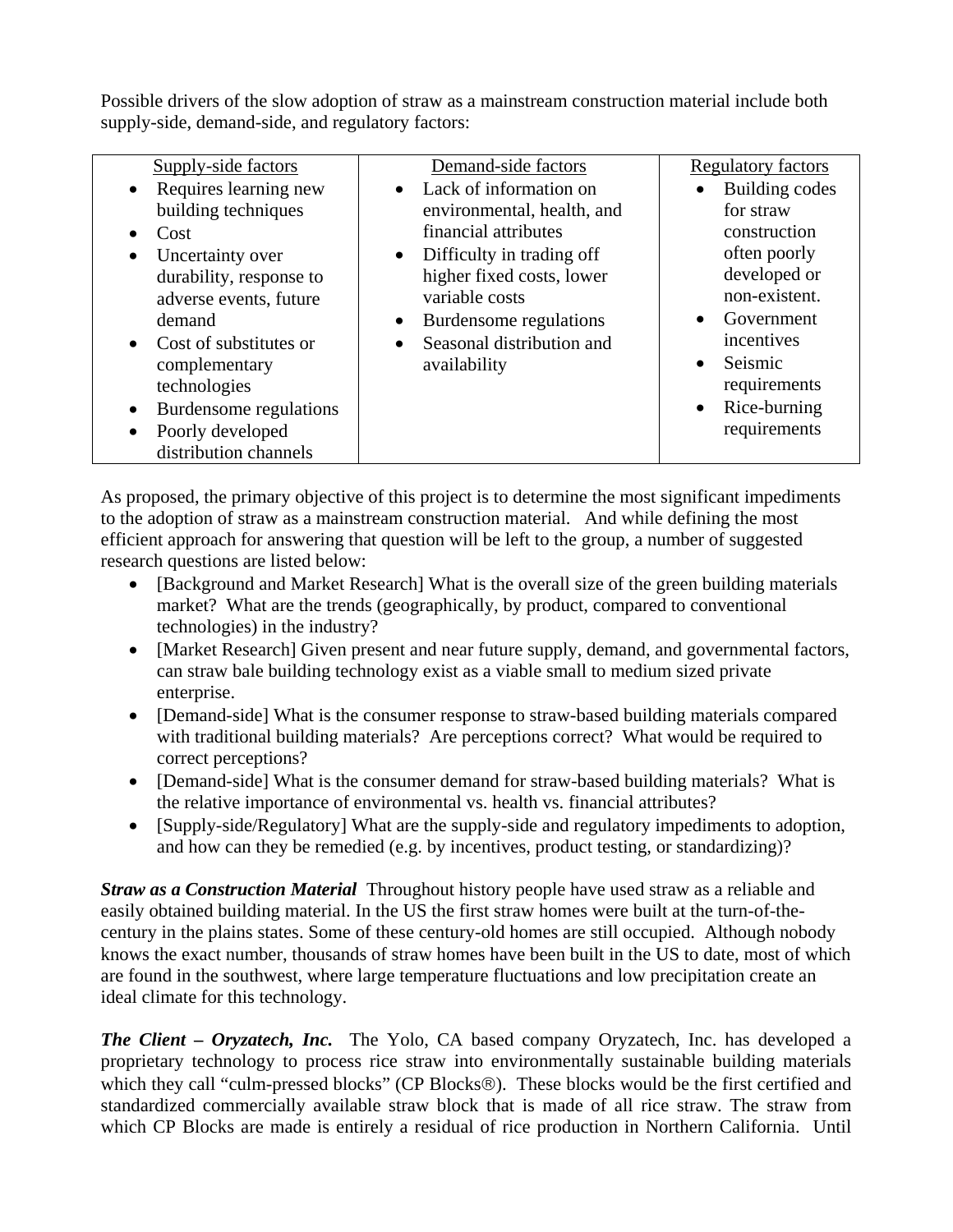Possible drivers of the slow adoption of straw as a mainstream construction material include both supply-side, demand-side, and regulatory factors:

| Supply-side factors | Demand-side factors | Regulatory factors |
| --- | --- | --- |
| • Requires learning new building techniques<br>• Cost<br>• Uncertainty over durability, response to adverse events, future demand<br>• Cost of substitutes or complementary technologies<br>• Burdensome regulations<br>• Poorly developed distribution channels | • Lack of information on environmental, health, and financial attributes<br>• Difficulty in trading off higher fixed costs, lower variable costs<br>• Burdensome regulations<br>• Seasonal distribution and availability | • Building codes for straw construction often poorly developed or non-existent.<br>• Government incentives<br>• Seismic requirements<br>• Rice-burning requirements |

As proposed, the primary objective of this project is to determine the most significant impediments to the adoption of straw as a mainstream construction material. And while defining the most efficient approach for answering that question will be left to the group, a number of suggested research questions are listed below:

- [Background and Market Research] What is the overall size of the green building materials market? What are the trends (geographically, by product, compared to conventional technologies) in the industry?
- [Market Research] Given present and near future supply, demand, and governmental factors, can straw bale building technology exist as a viable small to medium sized private enterprise.
- [Demand-side] What is the consumer response to straw-based building materials compared with traditional building materials? Are perceptions correct? What would be required to correct perceptions?
- [Demand-side] What is the consumer demand for straw-based building materials? What is the relative importance of environmental vs. health vs. financial attributes?
- [Supply-side/Regulatory] What are the supply-side and regulatory impediments to adoption, and how can they be remedied (e.g. by incentives, product testing, or standardizing)?

***Straw as a Construction Material*** Throughout history people have used straw as a reliable and easily obtained building material. In the US the first straw homes were built at the turn-of-the-century in the plains states. Some of these century-old homes are still occupied. Although nobody knows the exact number, thousands of straw homes have been built in the US to date, most of which are found in the southwest, where large temperature fluctuations and low precipitation create an ideal climate for this technology.

***The Client – Oryzatech, Inc.*** The Yolo, CA based company Oryzatech, Inc. has developed a proprietary technology to process rice straw into environmentally sustainable building materials which they call "culm-pressed blocks" (CP Blocks®). These blocks would be the first certified and standardized commercially available straw block that is made of all rice straw. The straw from which CP Blocks are made is entirely a residual of rice production in Northern California. Until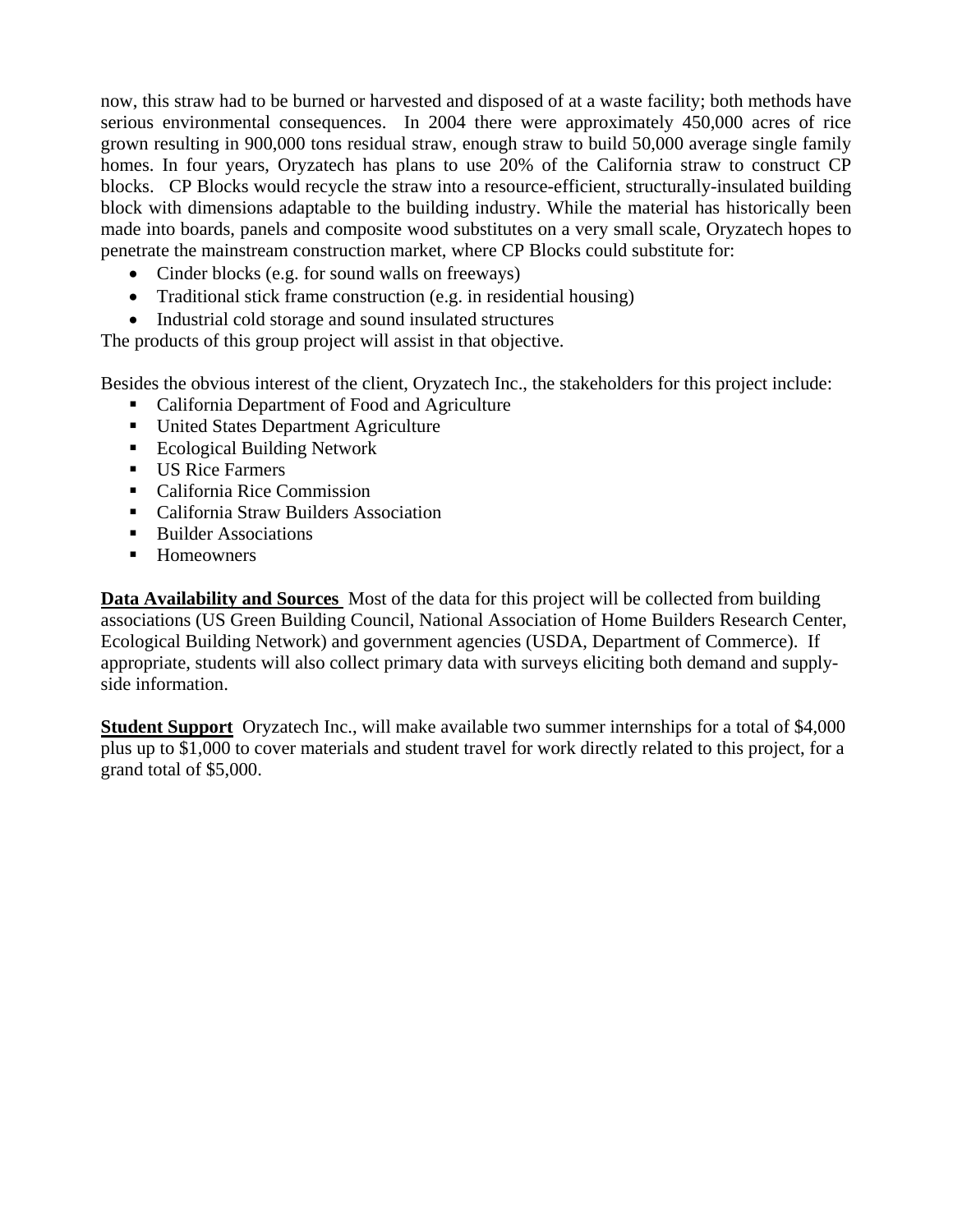now, this straw had to be burned or harvested and disposed of at a waste facility; both methods have serious environmental consequences. In 2004 there were approximately 450,000 acres of rice grown resulting in 900,000 tons residual straw, enough straw to build 50,000 average single family homes. In four years, Oryzatech has plans to use 20% of the California straw to construct CP blocks. CP Blocks would recycle the straw into a resource-efficient, structurally-insulated building block with dimensions adaptable to the building industry. While the material has historically been made into boards, panels and composite wood substitutes on a very small scale, Oryzatech hopes to penetrate the mainstream construction market, where CP Blocks could substitute for:

- Cinder blocks (e.g. for sound walls on freeways)
- Traditional stick frame construction (e.g. in residential housing)
- Industrial cold storage and sound insulated structures

The products of this group project will assist in that objective.

Besides the obvious interest of the client, Oryzatech Inc., the stakeholders for this project include:

- California Department of Food and Agriculture
- United States Department Agriculture
- Ecological Building Network
- US Rice Farmers
- California Rice Commission
- California Straw Builders Association
- Builder Associations
- Homeowners

**Data Availability and Sources** Most of the data for this project will be collected from building associations (US Green Building Council, National Association of Home Builders Research Center, Ecological Building Network) and government agencies (USDA, Department of Commerce). If appropriate, students will also collect primary data with surveys eliciting both demand and supply-side information.

**Student Support** Oryzatech Inc., will make available two summer internships for a total of $4,000 plus up to $1,000 to cover materials and student travel for work directly related to this project, for a grand total of $5,000.